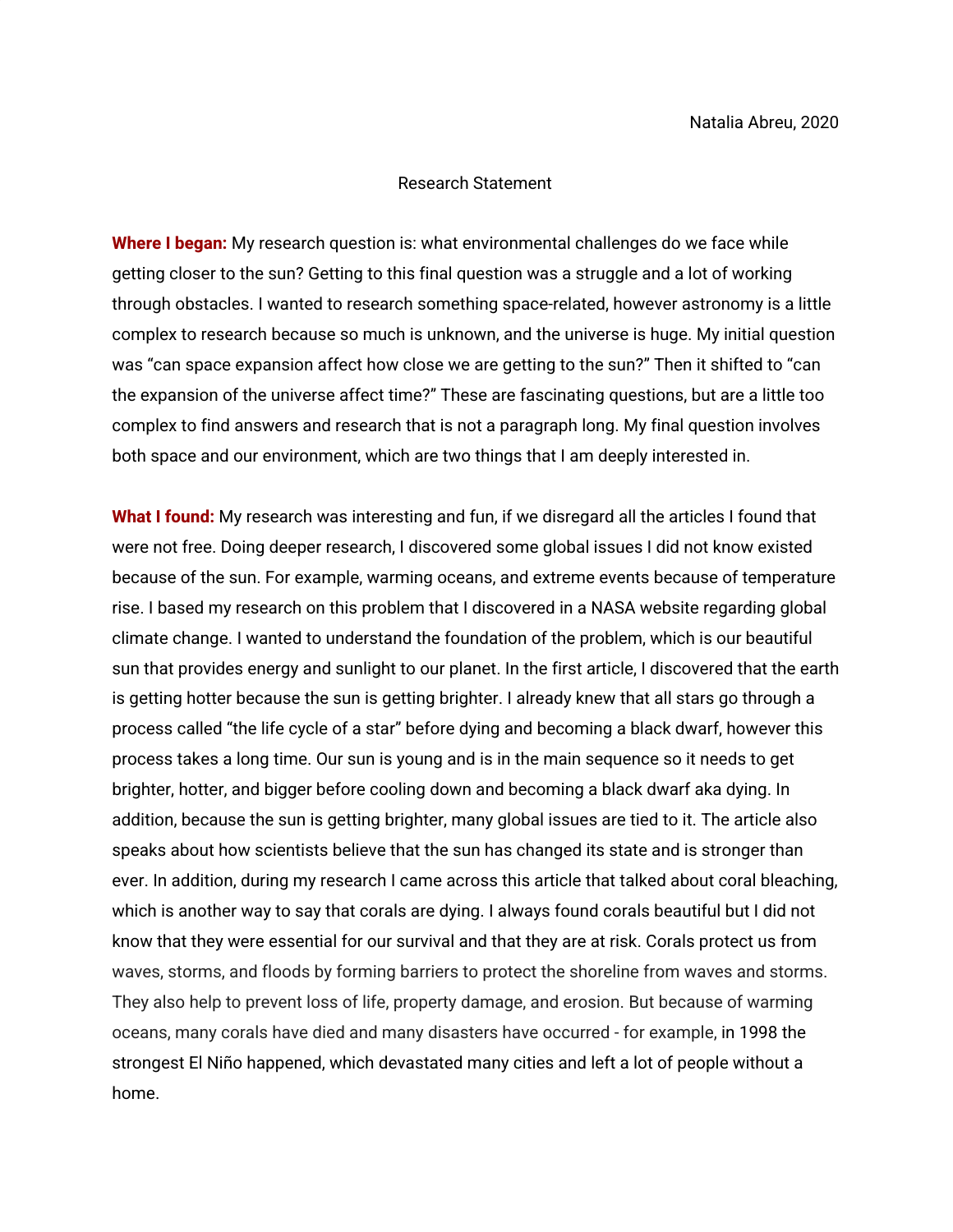Natalia Abreu, 2020

Research Statement

**Where I began:** My research question is: what environmental challenges do we face while getting closer to the sun? Getting to this final question was a struggle and a lot of working through obstacles. I wanted to research something space-related, however astronomy is a little complex to research because so much is unknown, and the universe is huge. My initial question was "can space expansion affect how close we are getting to the sun?" Then it shifted to "can the expansion of the universe affect time?" These are fascinating questions, but are a little too complex to find answers and research that is not a paragraph long. My final question involves both space and our environment, which are two things that I am deeply interested in.

**What I found:** My research was interesting and fun, if we disregard all the articles I found that were not free. Doing deeper research, I discovered some global issues I did not know existed because of the sun. For example, warming oceans, and extreme events because of temperature rise. I based my research on this problem that I discovered in a NASA website regarding global climate change. I wanted to understand the foundation of the problem, which is our beautiful sun that provides energy and sunlight to our planet. In the first article, I discovered that the earth is getting hotter because the sun is getting brighter. I already knew that all stars go through a process called "the life cycle of a star" before dying and becoming a black dwarf, however this process takes a long time. Our sun is young and is in the main sequence so it needs to get brighter, hotter, and bigger before cooling down and becoming a black dwarf aka dying. In addition, because the sun is getting brighter, many global issues are tied to it. The article also speaks about how scientists believe that the sun has changed its state and is stronger than ever. In addition, during my research I came across this article that talked about coral bleaching, which is another way to say that corals are dying. I always found corals beautiful but I did not know that they were essential for our survival and that they are at risk. Corals protect us from waves, storms, and floods by forming barriers to protect the shoreline from waves and storms. They also help to prevent loss of life, property damage, and erosion. But because of warming oceans, many corals have died and many disasters have occurred - for example, in 1998 the strongest El Niño happened, which devastated many cities and left a lot of people without a home.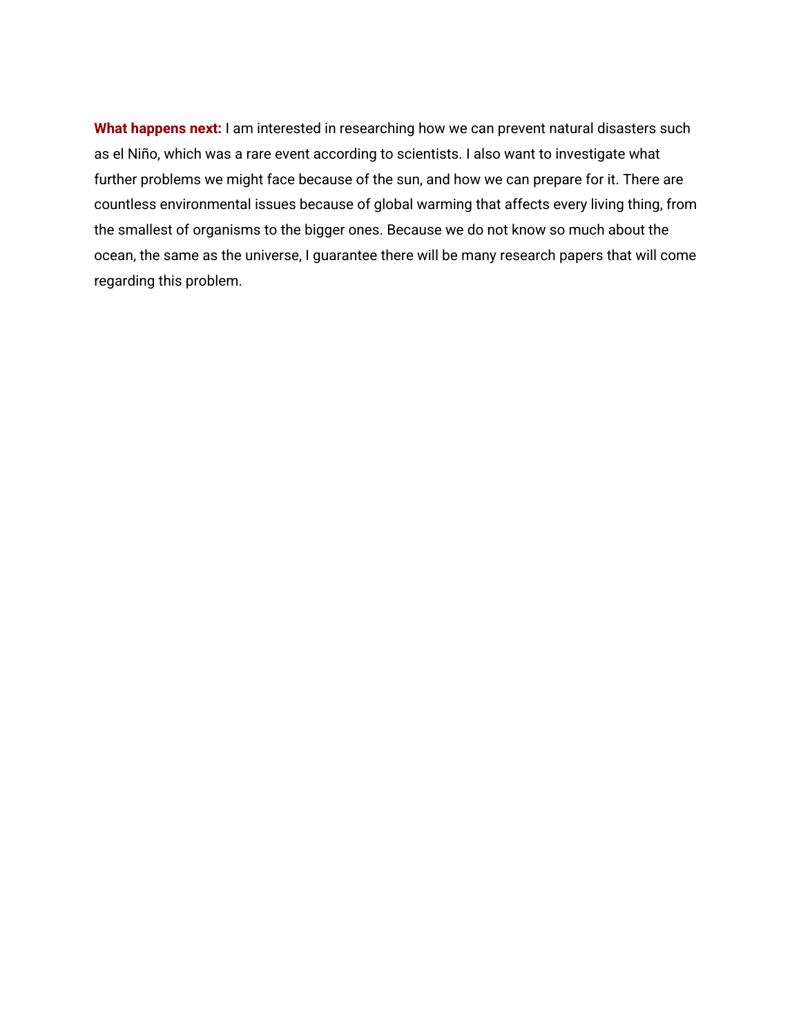**What happens next:** I am interested in researching how we can prevent natural disasters such as el Niño, which was a rare event according to scientists. I also want to investigate what further problems we might face because of the sun, and how we can prepare for it. There are countless environmental issues because of global warming that affects every living thing, from the smallest of organisms to the bigger ones. Because we do not know so much about the ocean, the same as the universe, I guarantee there will be many research papers that will come regarding this problem.